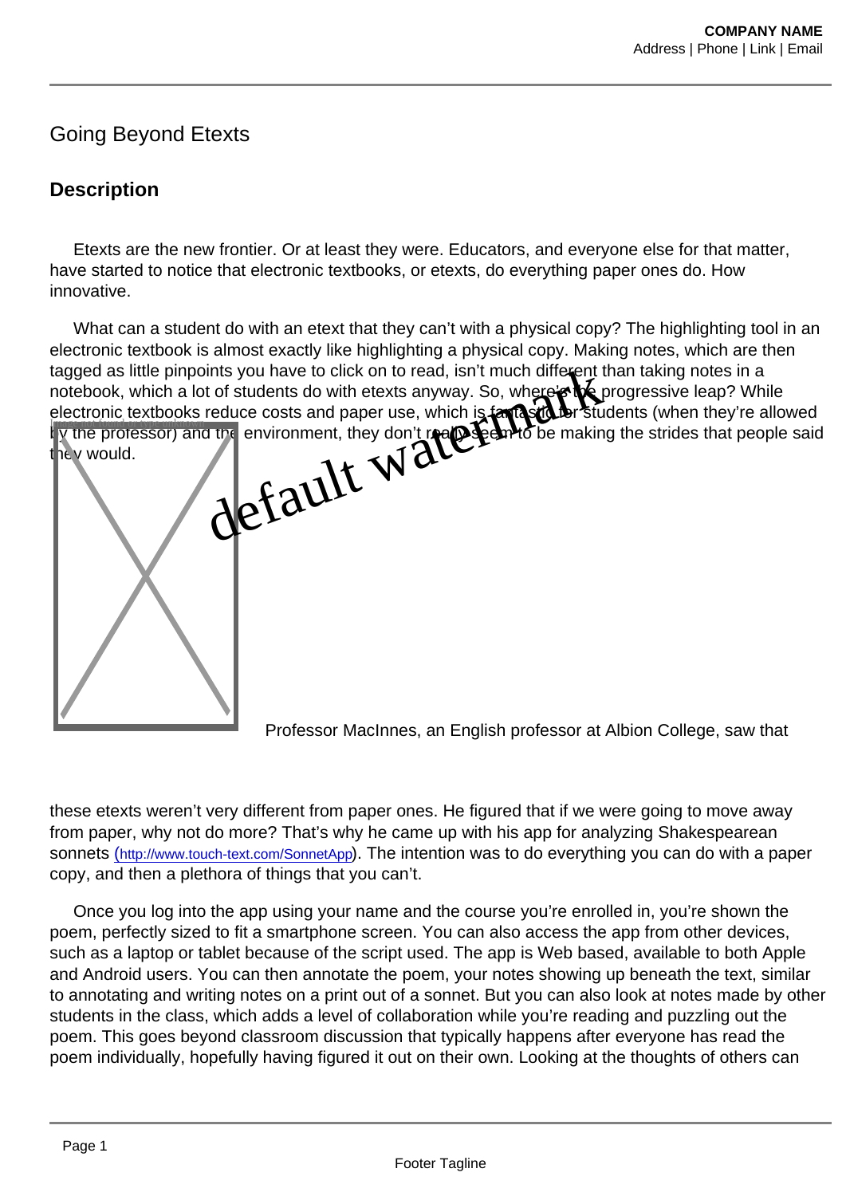# Going Beyond Etexts

## Description

Etexts are the new frontier. Or at least they were. Educators, and everyone else for that matter, have started to notice that electronic textbooks, or etexts, do everything paper ones do. How innovative.

What can a student do with an etext that they can't with a physical copy? The highlighting tool in an electronic textbook is almost exactly like highlighting a physical copy. Making notes, which are then tagged as little pinpoints you have to click on to read, isn't much different than taking notes in a notebook, which a lot of students do with etexts anyway. So, where's the progressive leap? While electronic textbooks reduce costs and paper use, which is fantastic for students (when they're allowed by the professor) and the environment, they don't really seem to be making the strides that people said they would.

Professor MacInnes, an English professor at Albion College, saw that these etexts weren't very different from paper ones. He figured that if we were going to move away from paper, why not do more? That's why he came up with his app for analyzing Shakespearean sonnets (http://www.touch-text.com/SonnetApp). The intention was to do everything you can do with a paper copy, and then a plethora of things that you can't.

Once you log into the app using your name and the course you're enrolled in, you're shown the poem, perfectly sized to fit a smartphone screen. You can also access the app from other devices, such as a laptop or tablet because of the script used. The app is Web based, available to both Apple and Android users. You can then annotate the poem, your notes showing up beneath the text, similar to annotating and writing notes on a print out of a sonnet. But you can also look at notes made by other students in the class, which adds a level of collaboration while you're reading and puzzling out the poem. This goes beyond classroom discussion that typically happens after everyone has read the poem individually, hopefully having figured it out on their own. Looking at the thoughts of others can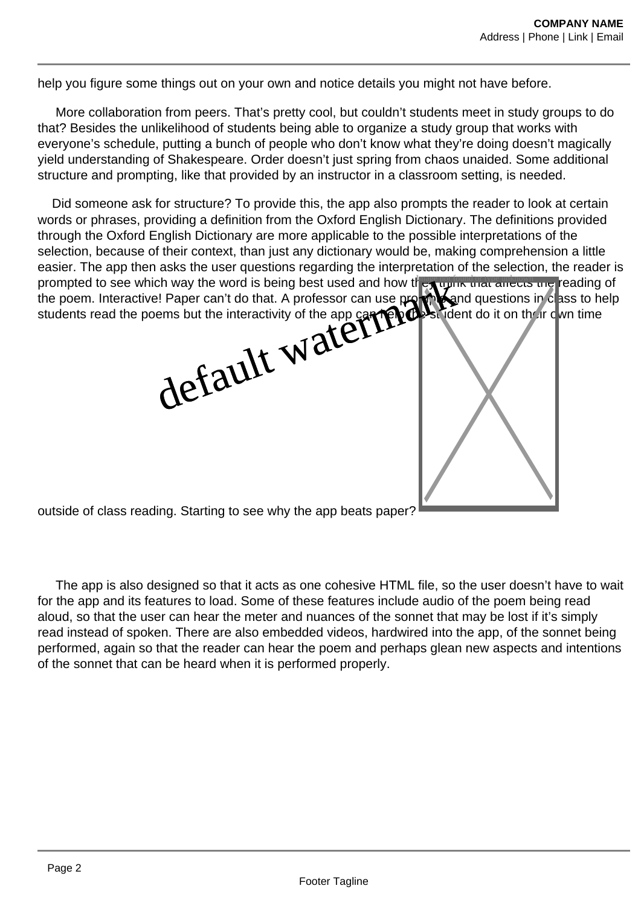help you figure some things out on your own and notice details you might not have before.

More collaboration from peers. That's pretty cool, but couldn't students meet in study groups to do that? Besides the unlikelihood of students being able to organize a study group that works with everyone's schedule, putting a bunch of people who don't know what they're doing doesn't magically yield understanding of Shakespeare. Order doesn't just spring from chaos unaided. Some additional structure and prompting, like that provided by an instructor in a classroom setting, is needed.

Did someone ask for structure? To provide this, the app also prompts the reader to look at certain words or phrases, providing a definition from the Oxford English Dictionary. The definitions provided through the Oxford English Dictionary are more applicable to the possible interpretations of the selection, because of their context, than just any dictionary would be, making comprehension a little easier. The app then asks the user questions regarding the interpretation of the selection, the reader is prompted to see which way the word is being best used and how they think that affects the reading of the poem. Interactive! Paper can't do that. A professor can use prompts and questions in class to help students read the poems but the interactivity of the app can help the student do it on their own time outside of class reading. Starting to see why the app beats paper?

The app is also designed so that it acts as one cohesive HTML file, so the user doesn't have to wait for the app and its features to load. Some of these features include audio of the poem being read aloud, so that the user can hear the meter and nuances of the sonnet that may be lost if it's simply read instead of spoken. There are also embedded videos, hardwired into the app, of the sonnet being performed, again so that the reader can hear the poem and perhaps glean new aspects and intentions of the sonnet that can be heard when it is performed properly.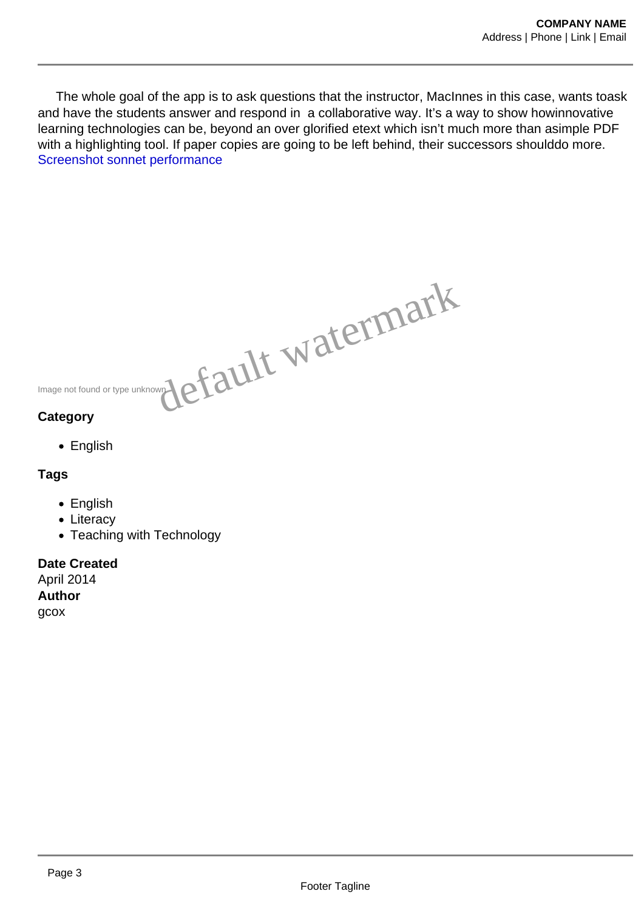The whole goal of the app is to ask questions that the instructor, MacInnes in this case, wants toask and have the students answer and respond in a collaborative way. It's a way to show howinnovative learning technologies can be, beyond an over glorified etext which isn't much more than asimple PDF with a highlighting tool. If paper copies are going to be left behind, their successors shoulddo more.
Screenshot sonnet performance

Image not found or type unknown

**Category**

- English

**Tags**

- English
- Literacy
- Teaching with Technology

**Date Created**
April 2014
**Author**
gcox